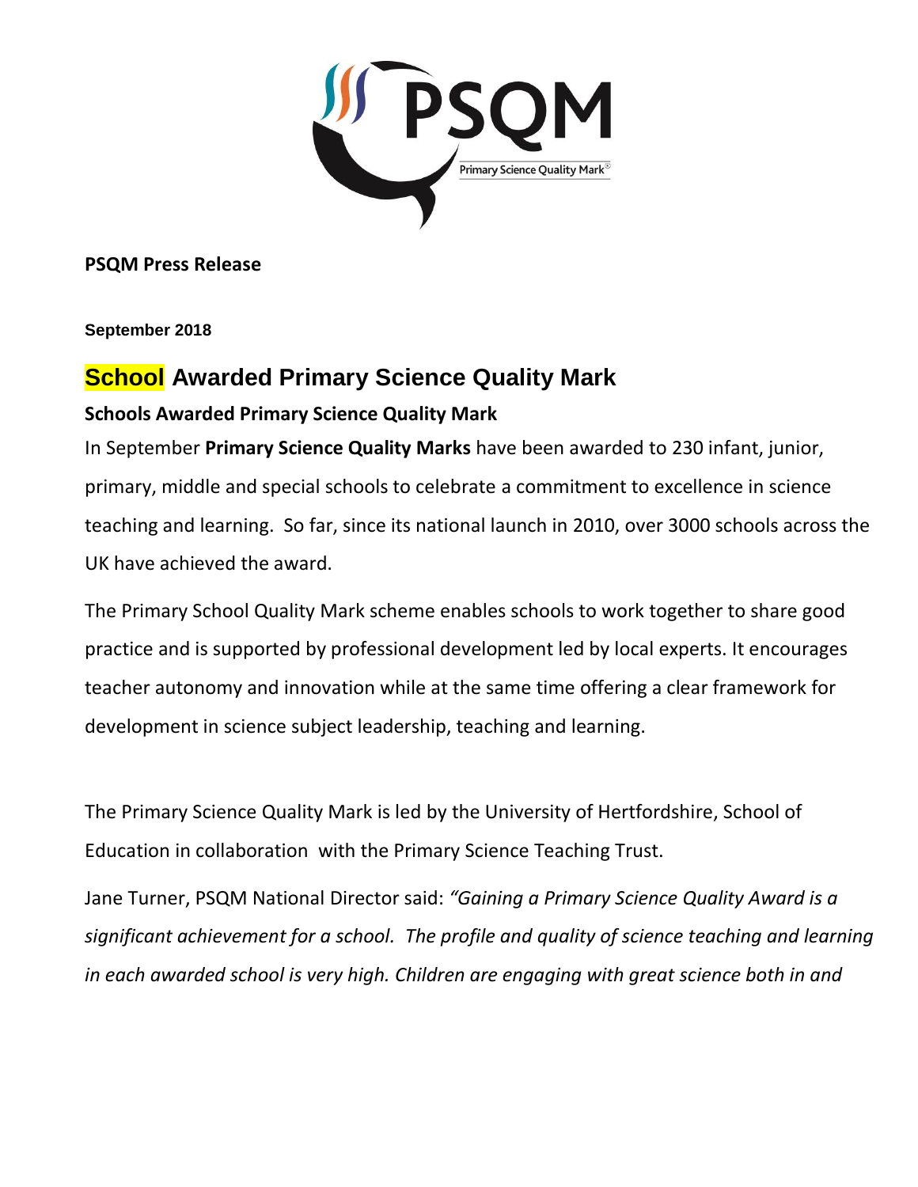**PSQM Press Release**

**September 2018**

# School Awarded Primary Science Quality Mark

**Schools Awarded Primary Science Quality Mark**

In September **Primary Science Quality Marks** have been awarded to 230 infant, junior, primary, middle and special schools to celebrate a commitment to excellence in science teaching and learning. So far, since its national launch in 2010, over 3000 schools across the UK have achieved the award.

The Primary School Quality Mark scheme enables schools to work together to share good practice and is supported by professional development led by local experts. It encourages teacher autonomy and innovation while at the same time offering a clear framework for development in science subject leadership, teaching and learning.

The Primary Science Quality Mark is led by the University of Hertfordshire, School of Education in collaboration with the Primary Science Teaching Trust.

Jane Turner, PSQM National Director said: *"Gaining a Primary Science Quality Award is a significant achievement for a school. The profile and quality of science teaching and learning in each awarded school is very high. Children are engaging with great science both in and*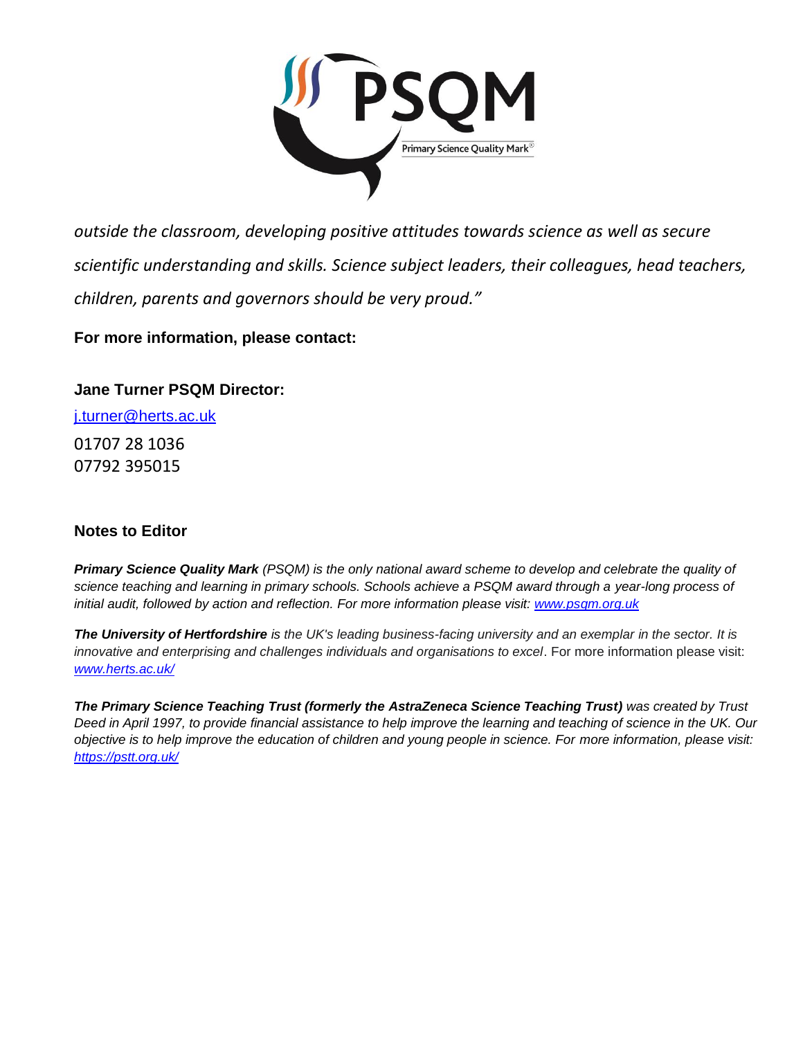*outside the classroom, developing positive attitudes towards science as well as secure scientific understanding and skills. Science subject leaders, their colleagues, head teachers, children, parents and governors should be very proud."*

**For more information, please contact:**

**Jane Turner PSQM Director:**

j.turner@herts.ac.uk

01707 28 1036
07792 395015

## Notes to Editor

***Primary Science Quality Mark*** *(PSQM) is the only national award scheme to develop and celebrate the quality of science teaching and learning in primary schools. Schools achieve a PSQM award through a year-long process of initial audit, followed by action and reflection. For more information please visit: www.psqm.org.uk*

***The University of Hertfordshire*** *is the UK's leading business-facing university and an exemplar in the sector. It is innovative and enterprising and challenges individuals and organisations to excel*. For more information please visit: *www.herts.ac.uk/*

***The Primary Science Teaching Trust (formerly the AstraZeneca Science Teaching Trust)*** *was created by Trust Deed in April 1997, to provide financial assistance to help improve the learning and teaching of science in the UK. Our objective is to help improve the education of children and young people in science. For more information, please visit: https://pstt.org.uk/*